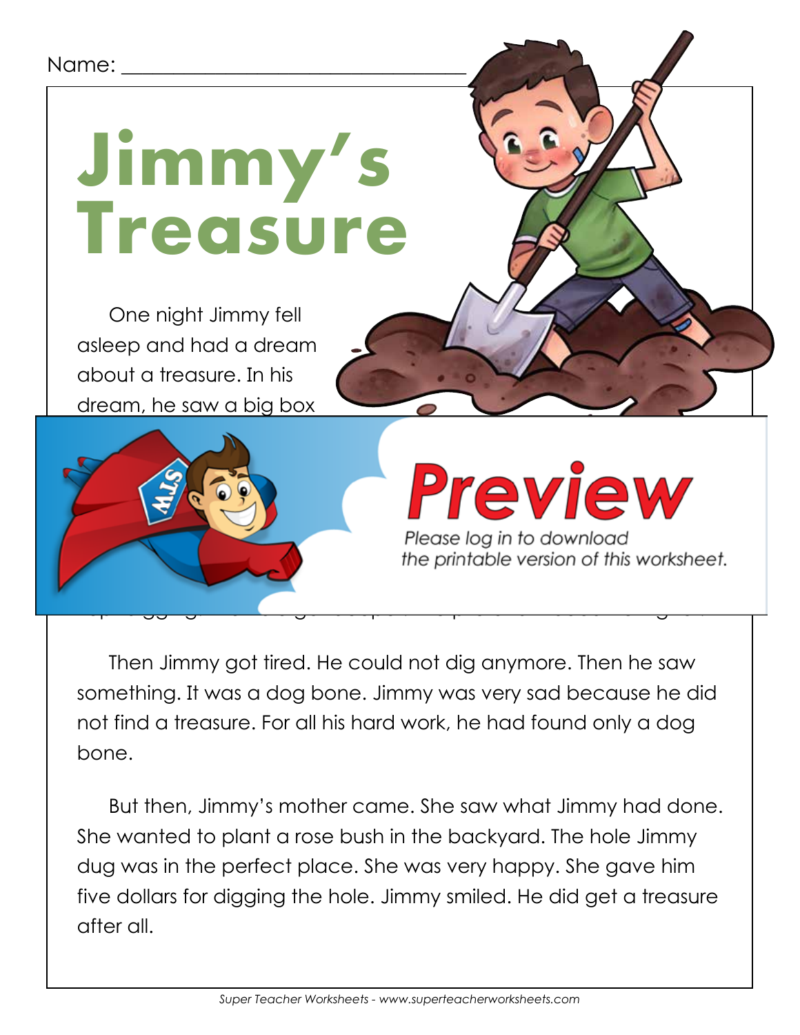Name: ______________________________

# Jimmy's Treasure

One night Jimmy fell asleep and had a dream about a treasure. In his dream, he saw a big box

Preview

Please log in to download the printable version of this worksheet.

Then Jimmy got tired. He could not dig anymore. Then he saw something. It was a dog bone. Jimmy was very sad because he did not find a treasure. For all his hard work, he had found only a dog bone.

But then, Jimmy's mother came. She saw what Jimmy had done. She wanted to plant a rose bush in the backyard. The hole Jimmy dug was in the perfect place. She was very happy. She gave him five dollars for digging the hole. Jimmy smiled. He did get a treasure after all.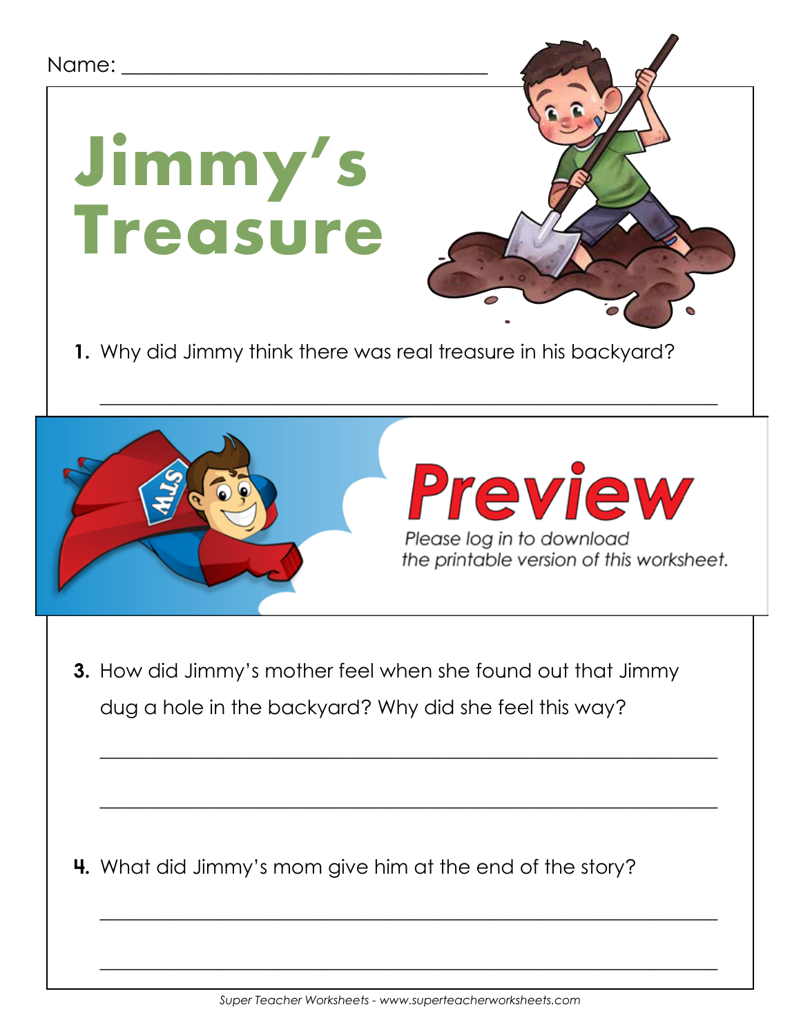Name: ___________________________________

# Jimmy's Treasure

**1.** Why did Jimmy think there was real treasure in his backyard?

_______________________________________________________________

Preview

Please log in to download the printable version of this worksheet.

**3.** How did Jimmy's mother feel when she found out that Jimmy dug a hole in the backyard? Why did she feel this way?

_______________________________________________________________

_______________________________________________________________

**4.** What did Jimmy's mom give him at the end of the story?

_______________________________________________________________

_______________________________________________________________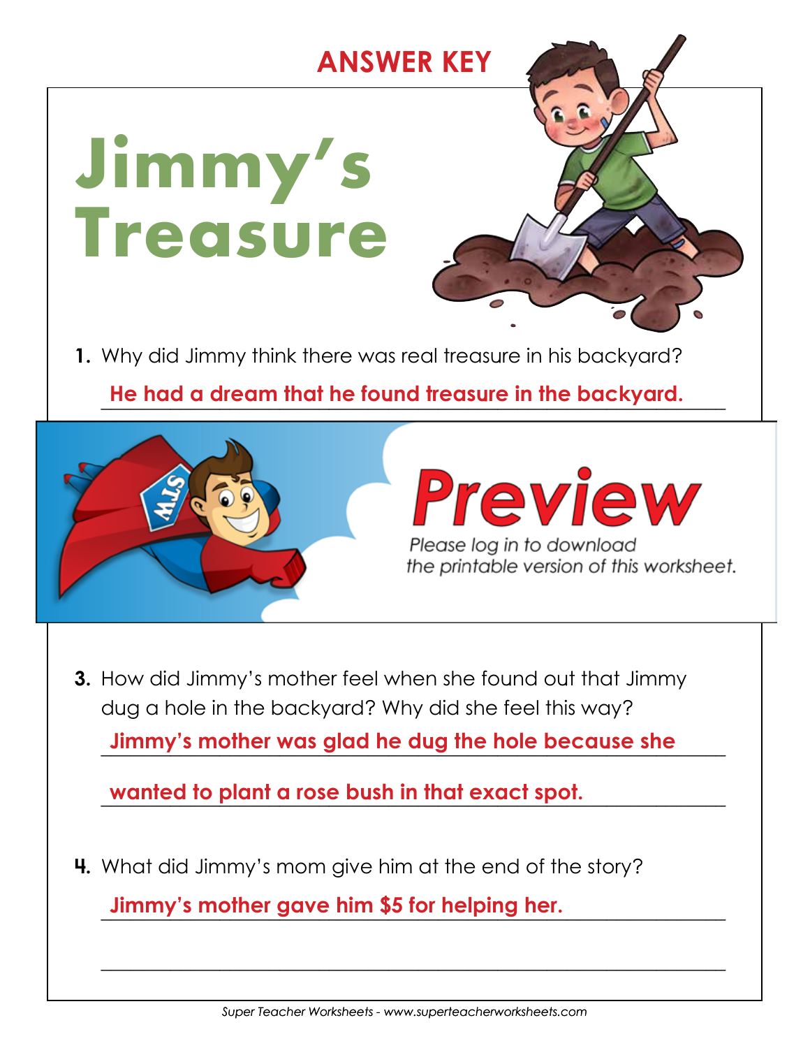**ANSWER KEY**

# Jimmy's Treasure

1. Why did Jimmy think there was real treasure in his backyard?

   **He had a dream that he found treasure in the backyard.**

**Preview**

*Please log in to download the printable version of this worksheet.*

3. How did Jimmy's mother feel when she found out that Jimmy dug a hole in the backyard? Why did she feel this way?

   **Jimmy's mother was glad he dug the hole because she wanted to plant a rose bush in that exact spot.**

4. What did Jimmy's mom give him at the end of the story?

   **Jimmy's mother gave him $5 for helping her.**

*Super Teacher Worksheets - www.superteacherworksheets.com*